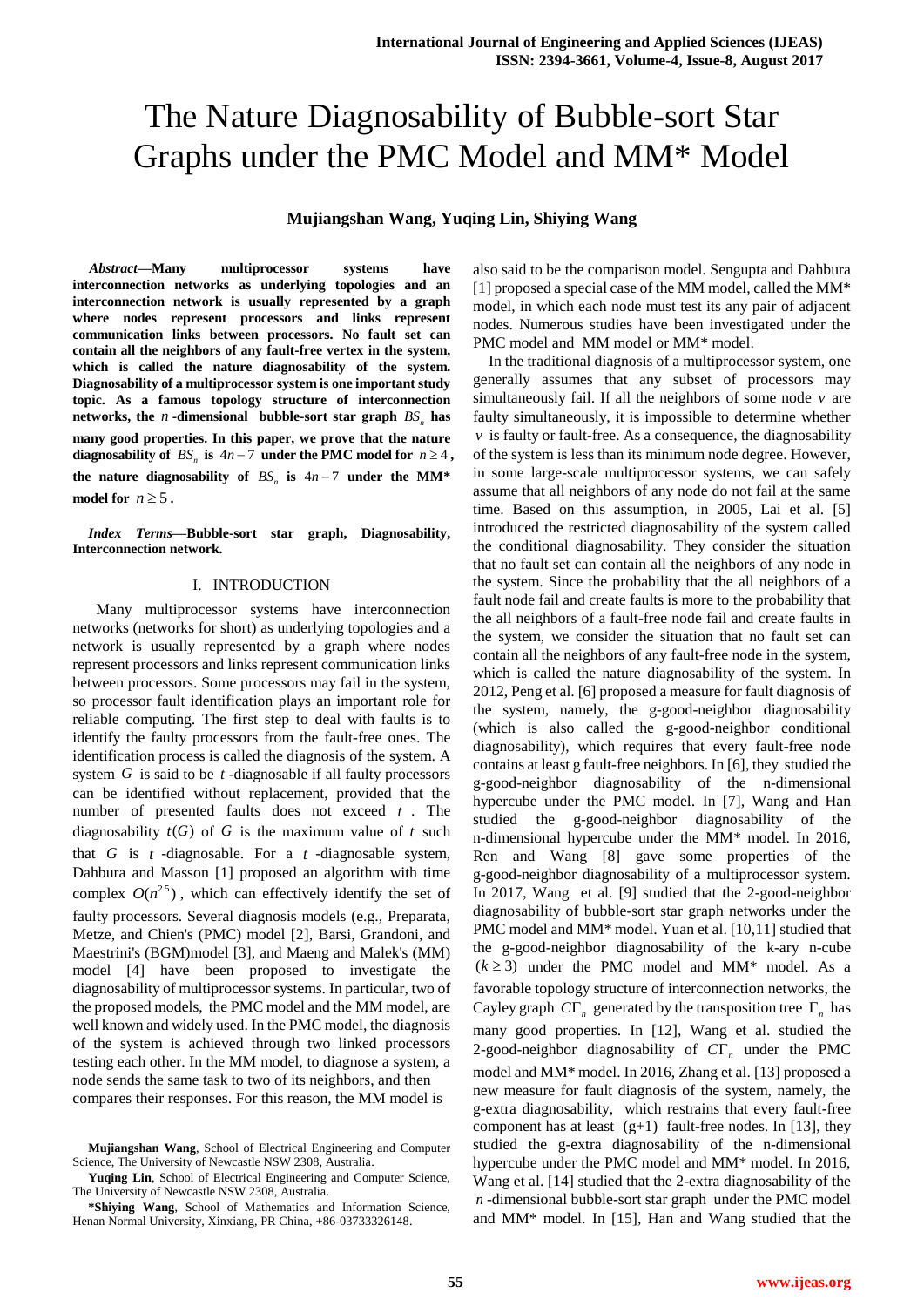# The Nature Diagnosability of Bubble-sort Star Graphs under the PMC Model and MM* Model

**Mujiangshan Wang, Yuqing Lin, Shiying Wang**

***Abstract*—Many multiprocessor systems have interconnection networks as underlying topologies and an interconnection network is usually represented by a graph where nodes represent processors and links represent communication links between processors. No fault set can contain all the neighbors of any fault-free vertex in the system, which is called the nature diagnosability of the system. Diagnosability of a multiprocessor system is one important study topic. As a famous topology structure of interconnection networks, the $n$-dimensional bubble-sort star graph $BS_n$ has many good properties. In this paper, we prove that the nature diagnosability of $BS_n$ is $4n-7$ under the PMC model for $n \ge 4$, the nature diagnosability of $BS_n$ is $4n-7$ under the MM* model for $n \ge 5$.**

***Index Terms*—Bubble-sort star graph, Diagnosability, Interconnection network.**

## I. INTRODUCTION

Many multiprocessor systems have interconnection networks (networks for short) as underlying topologies and a network is usually represented by a graph where nodes represent processors and links represent communication links between processors. Some processors may fail in the system, so processor fault identification plays an important role for reliable computing. The first step to deal with faults is to identify the faulty processors from the fault-free ones. The identification process is called the diagnosis of the system. A system $G$ is said to be $t$-diagnosable if all faulty processors can be identified without replacement, provided that the number of presented faults does not exceed $t$. The diagnosability $t(G)$ of $G$ is the maximum value of $t$ such that $G$ is $t$-diagnosable. For a $t$-diagnosable system, Dahbura and Masson [1] proposed an algorithm with time complex $O(n^{2.5})$, which can effectively identify the set of faulty processors. Several diagnosis models (e.g., Preparata, Metze, and Chien's (PMC) model [2], Barsi, Grandoni, and Maestrini's (BGM)model [3], and Maeng and Malek's (MM) model [4] have been proposed to investigate the diagnosability of multiprocessor systems. In particular, two of the proposed models, the PMC model and the MM model, are well known and widely used. In the PMC model, the diagnosis of the system is achieved through two linked processors testing each other. In the MM model, to diagnose a system, a node sends the same task to two of its neighbors, and then compares their responses. For this reason, the MM model is also said to be the comparison model. Sengupta and Dahbura [1] proposed a special case of the MM model, called the MM* model, in which each node must test its any pair of adjacent nodes. Numerous studies have been investigated under the PMC model and MM model or MM* model.

In the traditional diagnosis of a multiprocessor system, one generally assumes that any subset of processors may simultaneously fail. If all the neighbors of some node $v$ are faulty simultaneously, it is impossible to determine whether $v$ is faulty or fault-free. As a consequence, the diagnosability of the system is less than its minimum node degree. However, in some large-scale multiprocessor systems, we can safely assume that all neighbors of any node do not fail at the same time. Based on this assumption, in 2005, Lai et al. [5] introduced the restricted diagnosability of the system called the conditional diagnosability. They consider the situation that no fault set can contain all the neighbors of any node in the system. Since the probability that the all neighbors of a fault node fail and create faults is more to the probability that the all neighbors of a fault-free node fail and create faults in the system, we consider the situation that no fault set can contain all the neighbors of any fault-free node in the system, which is called the nature diagnosability of the system. In 2012, Peng et al. [6] proposed a measure for fault diagnosis of the system, namely, the g-good-neighbor diagnosability (which is also called the g-good-neighbor conditional diagnosability), which requires that every fault-free node contains at least g fault-free neighbors. In [6], they studied the g-good-neighbor diagnosability of the n-dimensional hypercube under the PMC model. In [7], Wang and Han studied the g-good-neighbor diagnosability of the n-dimensional hypercube under the MM* model. In 2016, Ren and Wang [8] gave some properties of the g-good-neighbor diagnosability of a multiprocessor system. In 2017, Wang et al. [9] studied that the 2-good-neighbor diagnosability of bubble-sort star graph networks under the PMC model and MM* model. Yuan et al. [10,11] studied that the g-good-neighbor diagnosability of the k-ary n-cube $(k \ge 3)$ under the PMC model and MM* model. As a favorable topology structure of interconnection networks, the Cayley graph $C\Gamma_n$ generated by the transposition tree $\Gamma_n$ has many good properties. In [12], Wang et al. studied the 2-good-neighbor diagnosability of $C\Gamma_n$ under the PMC model and MM* model. In 2016, Zhang et al. [13] proposed a new measure for fault diagnosis of the system, namely, the g-extra diagnosability, which restrains that every fault-free component has at least $(g+1)$ fault-free nodes. In [13], they studied the g-extra diagnosability of the n-dimensional hypercube under the PMC model and MM* model. In 2016, Wang et al. [14] studied that the 2-extra diagnosability of the $n$-dimensional bubble-sort star graph under the PMC model and MM* model. In [15], Han and Wang studied that the

**Mujiangshan Wang**, School of Electrical Engineering and Computer Science, The University of Newcastle NSW 2308, Australia.

**Yuqing Lin**, School of Electrical Engineering and Computer Science, The University of Newcastle NSW 2308, Australia.

***Shiying Wang**, School of Mathematics and Information Science, Henan Normal University, Xinxiang, PR China, +86-03733326148.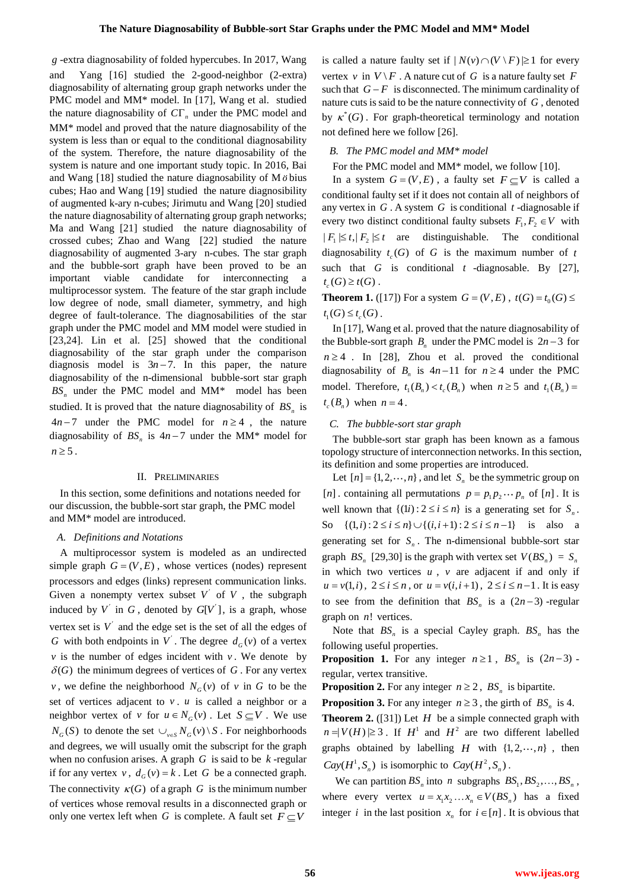$g$-extra diagnosability of folded hypercubes. In 2017, Wang and Yang [16] studied the 2-good-neighbor (2-extra) diagnosability of alternating group graph networks under the PMC model and MM* model. In [17], Wang et al. studied the nature diagnosability of $C\Gamma_n$ under the PMC model and MM* model and proved that the nature diagnosability of the system is less than or equal to the conditional diagnosability of the system. Therefore, the nature diagnosability of the system is nature and one important study topic. In 2016, Bai and Wang [18] studied the nature diagnosability of Möbius cubes; Hao and Wang [19] studied the nature diagnosibility of augmented k-ary n-cubes; Jirimutu and Wang [20] studied the nature diagnosability of alternating group graph networks; Ma and Wang [21] studied the nature diagnosability of crossed cubes; Zhao and Wang [22] studied the nature diagnosability of augmented 3-ary n-cubes. The star graph and the bubble-sort graph have been proved to be an important viable candidate for interconnecting a multiprocessor system. The feature of the star graph include low degree of node, small diameter, symmetry, and high degree of fault-tolerance. The diagnosabilities of the star graph under the PMC model and MM model were studied in [23,24]. Lin et al. [25] showed that the conditional diagnosability of the star graph under the comparison diagnosis model is $3n-7$. In this paper, the nature diagnosability of the n-dimensional bubble-sort star graph $BS_n$ under the PMC model and MM* model has been studied. It is proved that the nature diagnosability of $BS_n$ is $4n-7$ under the PMC model for $n \geq 4$, the nature diagnosability of $BS_n$ is $4n-7$ under the MM* model for $n \geq 5$.

## II. PRELIMINARIES

In this section, some definitions and notations needed for our discussion, the bubble-sort star graph, the PMC model and MM* model are introduced.

### A. Definitions and Notations

A multiprocessor system is modeled as an undirected simple graph $G=(V,E)$, whose vertices (nodes) represent processors and edges (links) represent communication links. Given a nonempty vertex subset $V'$ of $V$, the subgraph induced by $V'$ in $G$, denoted by $G[V']$, is a graph, whose vertex set is $V'$ and the edge set is the set of all the edges of $G$ with both endpoints in $V'$. The degree $d_G(v)$ of a vertex $v$ is the number of edges incident with $v$. We denote by $\delta(G)$ the minimum degrees of vertices of $G$. For any vertex $v$, we define the neighborhood $N_G(v)$ of $v$ in $G$ to be the set of vertices adjacent to $v$. $u$ is called a neighbor or a neighbor vertex of $v$ for $u \in N_G(v)$. Let $S \subseteq V$. We use $N_G(S)$ to denote the set $\cup_{v\in S} N_G(v) \setminus S$. For neighborhoods and degrees, we will usually omit the subscript for the graph when no confusion arises. A graph $G$ is said to be $k$-regular if for any vertex $v$, $d_G(v)=k$. Let $G$ be a connected graph. The connectivity $\kappa(G)$ of a graph $G$ is the minimum number of vertices whose removal results in a disconnected graph or only one vertex left when $G$ is complete. A fault set $F \subseteq V$ is called a nature faulty set if $|N(v) \cap (V \setminus F)| \geq 1$ for every vertex $v$ in $V \setminus F$. A nature cut of $G$ is a nature faulty set $F$ such that $G-F$ is disconnected. The minimum cardinality of nature cuts is said to be the nature connectivity of $G$, denoted by $\kappa^*(G)$. For graph-theoretical terminology and notation not defined here we follow [26].

### B. The PMC model and MM* model

For the PMC model and MM* model, we follow [10].

In a system $G=(V,E)$, a faulty set $F \subseteq V$ is called a conditional faulty set if it does not contain all of neighbors of any vertex in $G$. A system $G$ is conditional $t$-diagnosable if every two distinct conditional faulty subsets $F_1, F_2 \in V$ with $|F_1| \leq t, |F_2| \leq t$ are distinguishable. The conditional diagnosability $t_c(G)$ of $G$ is the maximum number of $t$ such that $G$ is conditional $t$-diagnosable. By [27], $t_c(G) \geq t(G)$.

**Theorem 1.** ([17]) For a system $G=(V,E)$, $t(G)=t_0(G) \leq t_1(G) \leq t_c(G)$.

In [17], Wang et al. proved that the nature diagnosability of the Bubble-sort graph $B_n$ under the PMC model is $2n-3$ for $n \geq 4$. In [28], Zhou et al. proved the conditional diagnosability of $B_n$ is $4n-11$ for $n \geq 4$ under the PMC model. Therefore, $t_1(B_n) < t_c(B_n)$ when $n \geq 5$ and $t_1(B_n) = t_c(B_n)$ when $n=4$.

### C. The bubble-sort star graph

The bubble-sort star graph has been known as a famous topology structure of interconnection networks. In this section, its definition and some properties are introduced.

Let $[n]=\{1,2,\cdots,n\}$, and let $S_n$ be the symmetric group on $[n]$. containing all permutations $p=p_1p_2\cdots p_n$ of $[n]$. It is well known that $\{(1i): 2 \leq i \leq n\}$ is a generating set for $S_n$. So $\{(1,i): 2 \leq i \leq n\} \cup \{(i,i+1): 2 \leq i \leq n-1\}$ is also a generating set for $S_n$. The n-dimensional bubble-sort star graph $BS_n$ [29,30] is the graph with vertex set $V(BS_n)=S_n$ in which two vertices $u$, $v$ are adjacent if and only if $u=v(1,i)$, $2 \leq i \leq n$, or $u=v(i,i+1)$, $2 \leq i \leq n-1$. It is easy to see from the definition that $BS_n$ is a $(2n-3)$-regular graph on $n!$ vertices.

Note that $BS_n$ is a special Cayley graph. $BS_n$ has the following useful properties.

**Proposition 1.** For any integer $n \geq 1$, $BS_n$ is $(2n-3)$-regular, vertex transitive.

**Proposition 2.** For any integer $n \geq 2$, $BS_n$ is bipartite.

**Proposition 3.** For any integer $n \geq 3$, the girth of $BS_n$ is 4.

**Theorem 2.** ([31]) Let $H$ be a simple connected graph with $n=|V(H)| \geq 3$. If $H^1$ and $H^2$ are two different labelled graphs obtained by labelling $H$ with $\{1,2,\cdots,n\}$, then $Cay(H^1, S_n)$ is isomorphic to $Cay(H^2, S_n)$.

We can partition $BS_n$ into $n$ subgraphs $BS_1, BS_2, \ldots, BS_n$, where every vertex $u=x_1x_2\ldots x_n \in V(BS_n)$ has a fixed integer $i$ in the last position $x_n$ for $i \in [n]$. It is obvious that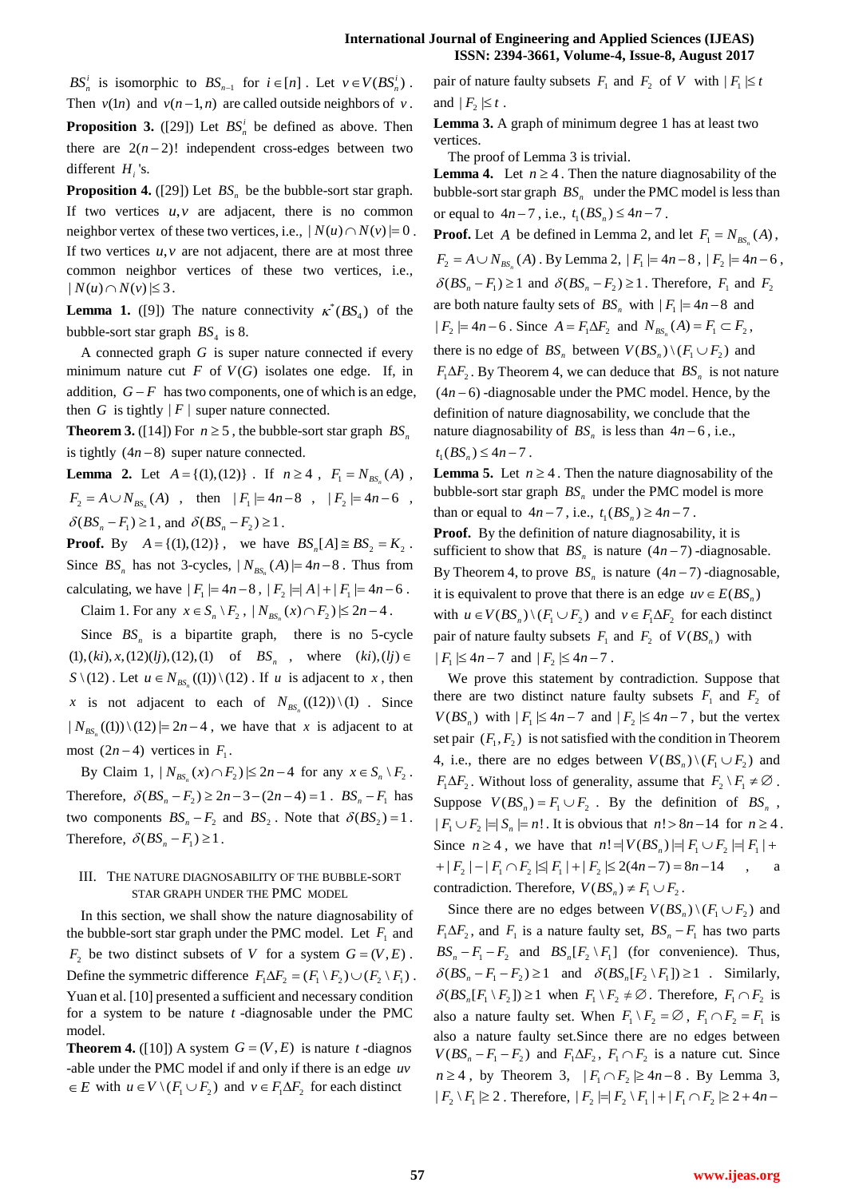$BS_n^i$ is isomorphic to $BS_{n-1}$ for $i \in [n]$. Let $v \in V(BS_n^i)$. Then $v(1n)$ and $v(n-1,n)$ are called outside neighbors of $v$.

**Proposition 3.** ([29]) Let $BS_n^i$ be defined as above. Then there are $2(n-2)!$ independent cross-edges between two different $H_i$'s.

**Proposition 4.** ([29]) Let $BS_n$ be the bubble-sort star graph. If two vertices $u, v$ are adjacent, there is no common neighbor vertex of these two vertices, i.e., $|N(u) \cap N(v)| = 0$. If two vertices $u, v$ are not adjacent, there are at most three common neighbor vertices of these two vertices, i.e., $|N(u) \cap N(v)| \leq 3$.

**Lemma 1.** ([9]) The nature connectivity $\kappa^*(BS_4)$ of the bubble-sort star graph $BS_4$ is 8.

A connected graph $G$ is super nature connected if every minimum nature cut $F$ of $V(G)$ isolates one edge. If, in addition, $G - F$ has two components, one of which is an edge, then $G$ is tightly $|F|$ super nature connected.

**Theorem 3.** ([14]) For $n \geq 5$, the bubble-sort star graph $BS_n$ is tightly $(4n-8)$ super nature connected.

**Lemma 2.** Let $A = \{(1),(12)\}$. If $n \geq 4$, $F_1 = N_{BS_n}(A)$, $F_2 = A \cup N_{BS_n}(A)$, then $|F_1| = 4n-8$, $|F_2| = 4n-6$, $\delta(BS_n - F_1) \geq 1$, and $\delta(BS_n - F_2) \geq 1$.

**Proof.** By $A = \{(1),(12)\}$, we have $BS_n[A] \cong BS_2 = K_2$. Since $BS_n$ has not 3-cycles, $|N_{BS_n}(A)| = 4n-8$. Thus from calculating, we have $|F_1| = 4n-8$, $|F_2| = |A| + |F_1| = 4n-6$.

Claim 1. For any $x \in S_n \setminus F_2$, $|N_{BS_n}(x) \cap F_2| \leq 2n-4$.

Since $BS_n$ is a bipartite graph, there is no 5-cycle $(1),(ki),x,(12)(lj),(12),(1)$ of $BS_n$, where $(ki),(lj) \in S \setminus (12)$. Let $u \in N_{BS_n}((1)) \setminus (12)$. If $u$ is adjacent to $x$, then $x$ is not adjacent to each of $N_{BS_n}((12)) \setminus (1)$. Since $|N_{BS_n}((1)) \setminus (12)| = 2n-4$, we have that $x$ is adjacent to at most $(2n-4)$ vertices in $F_1$.

By Claim 1, $|N_{BS_n}(x) \cap F_2| \leq 2n-4$ for any $x \in S_n \setminus F_2$. Therefore, $\delta(BS_n - F_2) \geq 2n-3-(2n-4) = 1$. $BS_n - F_1$ has two components $BS_n - F_2$ and $BS_2$. Note that $\delta(BS_2) = 1$. Therefore, $\delta(BS_n - F_1) \geq 1$.

## III. The Nature Diagnosability of the Bubble-Sort Star Graph under the PMC Model

In this section, we shall show the nature diagnosability of the bubble-sort star graph under the PMC model. Let $F_1$ and $F_2$ be two distinct subsets of $V$ for a system $G = (V, E)$. Define the symmetric difference $F_1 \Delta F_2 = (F_1 \setminus F_2) \cup (F_2 \setminus F_1)$. Yuan et al. [10] presented a sufficient and necessary condition for a system to be nature $t$-diagnosable under the PMC model.

**Theorem 4.** ([10]) A system $G = (V, E)$ is nature $t$-diagnosable under the PMC model if and only if there is an edge $uv \in E$ with $u \in V \setminus (F_1 \cup F_2)$ and $v \in F_1 \Delta F_2$ for each distinct pair of nature faulty subsets $F_1$ and $F_2$ of $V$ with $|F_1| \leq t$ and $|F_2| \leq t$.

**Lemma 3.** A graph of minimum degree 1 has at least two vertices.

The proof of Lemma 3 is trivial.

**Lemma 4.** Let $n \geq 4$. Then the nature diagnosability of the bubble-sort star graph $BS_n$ under the PMC model is less than or equal to $4n-7$, i.e., $t_1(BS_n) \leq 4n-7$.

**Proof.** Let $A$ be defined in Lemma 2, and let $F_1 = N_{BS_n}(A)$, $F_2 = A \cup N_{BS_n}(A)$. By Lemma 2, $|F_1| = 4n-8$, $|F_2| = 4n-6$, $\delta(BS_n - F_1) \geq 1$ and $\delta(BS_n - F_2) \geq 1$. Therefore, $F_1$ and $F_2$ are both nature faulty sets of $BS_n$ with $|F_1| = 4n-8$ and $|F_2| = 4n-6$. Since $A = F_1 \Delta F_2$ and $N_{BS_n}(A) = F_1 \subset F_2$, there is no edge of $BS_n$ between $V(BS_n) \setminus (F_1 \cup F_2)$ and $F_1 \Delta F_2$. By Theorem 4, we can deduce that $BS_n$ is not nature $(4n-6)$-diagnosable under the PMC model. Hence, by the definition of nature diagnosability, we conclude that the nature diagnosability of $BS_n$ is less than $4n-6$, i.e., $t_1(BS_n) \leq 4n-7$.

**Lemma 5.** Let $n \geq 4$. Then the nature diagnosability of the bubble-sort star graph $BS_n$ under the PMC model is more than or equal to $4n-7$, i.e., $t_1(BS_n) \geq 4n-7$.

**Proof.** By the definition of nature diagnosability, it is sufficient to show that $BS_n$ is nature $(4n-7)$-diagnosable. By Theorem 4, to prove $BS_n$ is nature $(4n-7)$-diagnosable, it is equivalent to prove that there is an edge $uv \in E(BS_n)$ with $u \in V(BS_n) \setminus (F_1 \cup F_2)$ and $v \in F_1 \Delta F_2$ for each distinct pair of nature faulty subsets $F_1$ and $F_2$ of $V(BS_n)$ with $|F_1| \leq 4n-7$ and $|F_2| \leq 4n-7$.

We prove this statement by contradiction. Suppose that there are two distinct nature faulty subsets $F_1$ and $F_2$ of $V(BS_n)$ with $|F_1| \leq 4n-7$ and $|F_2| \leq 4n-7$, but the vertex set pair $(F_1, F_2)$ is not satisfied with the condition in Theorem 4, i.e., there are no edges between $V(BS_n) \setminus (F_1 \cup F_2)$ and $F_1 \Delta F_2$. Without loss of generality, assume that $F_2 \setminus F_1 \neq \emptyset$. Suppose $V(BS_n) = F_1 \cup F_2$. By the definition of $BS_n$, $|F_1 \cup F_2| = |S_n| = n!$. It is obvious that $n! > 8n-14$ for $n \geq 4$. Since $n \geq 4$, we have that $n! = |V(BS_n)| = |F_1 \cup F_2| = |F_1| + |F_2| - |F_1 \cap F_2| \leq |F_1| + |F_2| \leq 2(4n-7) = 8n-14$, a contradiction. Therefore, $V(BS_n) \neq F_1 \cup F_2$.

Since there are no edges between $V(BS_n) \setminus (F_1 \cup F_2)$ and $F_1 \Delta F_2$, and $F_1$ is a nature faulty set, $BS_n - F_1$ has two parts $BS_n - F_1 - F_2$ and $BS_n[F_2 \setminus F_1]$ (for convenience). Thus, $\delta(BS_n - F_1 - F_2) \geq 1$ and $\delta(BS_n[F_2 \setminus F_1]) \geq 1$. Similarly, $\delta(BS_n[F_1 \setminus F_2]) \geq 1$ when $F_1 \setminus F_2 \neq \emptyset$. Therefore, $F_1 \cap F_2$ is also a nature faulty set. When $F_1 \setminus F_2 = \emptyset$, $F_1 \cap F_2 = F_1$ is also a nature faulty set. Since there are no edges between $V(BS_n - F_1 - F_2)$ and $F_1 \Delta F_2$, $F_1 \cap F_2$ is a nature cut. Since $n \geq 4$, by Theorem 3, $|F_1 \cap F_2| \geq 4n-8$. By Lemma 3, $|F_2 \setminus F_1| \geq 2$. Therefore, $|F_2| = |F_2 \setminus F_1| + |F_1 \cap F_2| \geq 2 + 4n-$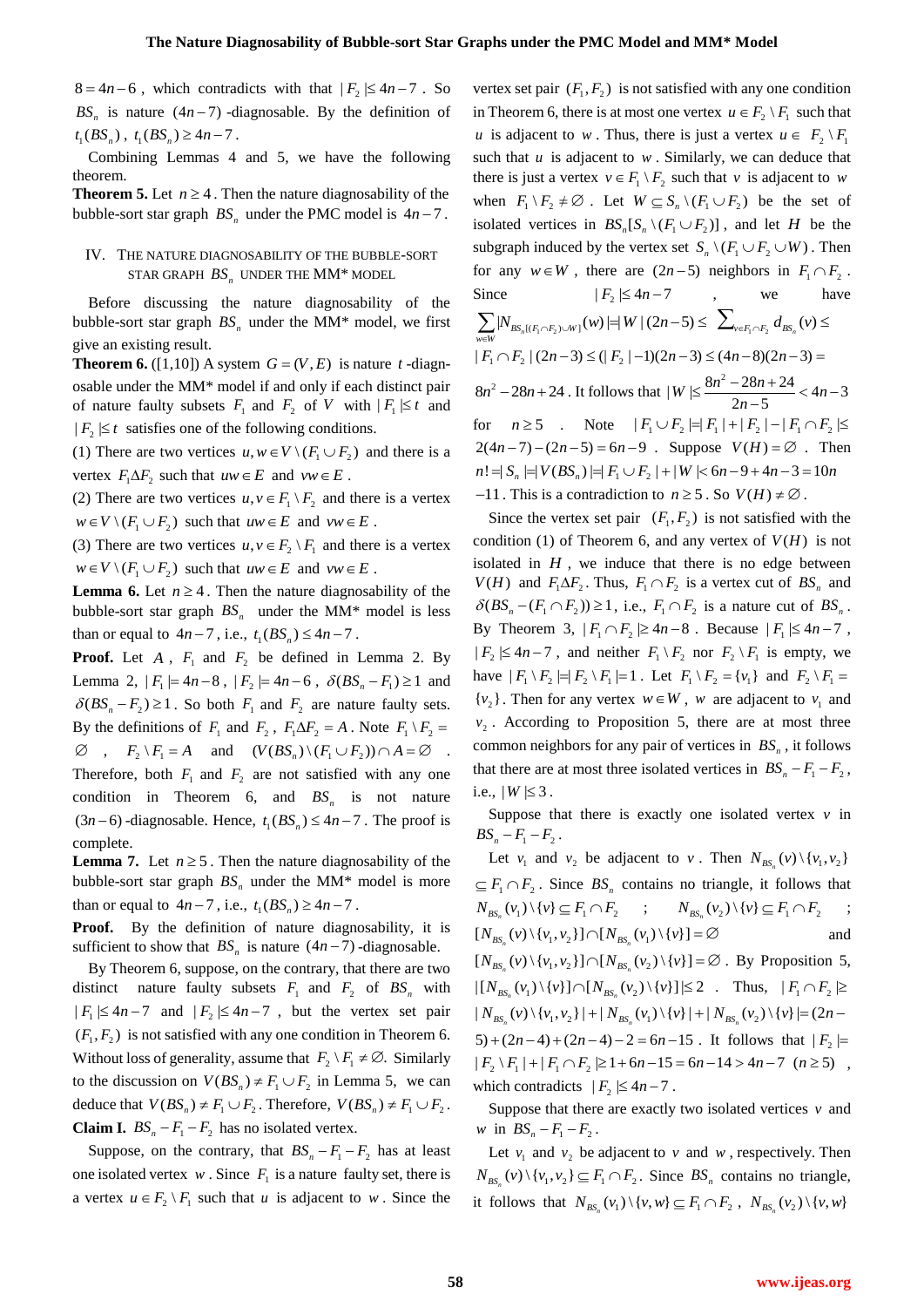$8 = 4n-6$, which contradicts with that $|F_2| \le 4n-7$. So $BS_n$ is nature $(4n-7)$-diagnosable. By the definition of $t_1(BS_n)$, $t_1(BS_n) \ge 4n-7$.

Combining Lemmas 4 and 5, we have the following theorem.

**Theorem 5.** Let $n \ge 4$. Then the nature diagnosability of the bubble-sort star graph $BS_n$ under the PMC model is $4n-7$.

## IV. The Nature Diagnosability of the Bubble-Sort Star Graph $BS_n$ under the MM* Model

Before discussing the nature diagnosability of the bubble-sort star graph $BS_n$ under the MM* model, we first give an existing result.

**Theorem 6.** ([1,10]) A system $G=(V,E)$ is nature $t$-diagnosable under the MM* model if and only if each distinct pair of nature faulty subsets $F_1$ and $F_2$ of $V$ with $|F_1| \le t$ and $|F_2| \le t$ satisfies one of the following conditions.

(1) There are two vertices $u, w \in V \setminus (F_1 \cup F_2)$ and there is a vertex $F_1 \Delta F_2$ such that $uw \in E$ and $vw \in E$.

(2) There are two vertices $u, v \in F_1 \setminus F_2$ and there is a vertex $w \in V \setminus (F_1 \cup F_2)$ such that $uw \in E$ and $vw \in E$.

(3) There are two vertices $u, v \in F_2 \setminus F_1$ and there is a vertex $w \in V \setminus (F_1 \cup F_2)$ such that $uw \in E$ and $vw \in E$.

**Lemma 6.** Let $n \ge 4$. Then the nature diagnosability of the bubble-sort star graph $BS_n$ under the MM* model is less than or equal to $4n-7$, i.e., $t_1(BS_n) \le 4n-7$.

**Proof.** Let $A$, $F_1$ and $F_2$ be defined in Lemma 2. By Lemma 2, $|F_1| = 4n-8$, $|F_2| = 4n-6$, $\delta(BS_n - F_1) \ge 1$ and $\delta(BS_n - F_2) \ge 1$. So both $F_1$ and $F_2$ are nature faulty sets. By the definitions of $F_1$ and $F_2$, $F_1 \Delta F_2 = A$. Note $F_1 \setminus F_2 = \emptyset$, $F_2 \setminus F_1 = A$ and $(V(BS_n) \setminus (F_1 \cup F_2)) \cap A = \emptyset$. Therefore, both $F_1$ and $F_2$ are not satisfied with any one condition in Theorem 6, and $BS_n$ is not nature $(3n-6)$-diagnosable. Hence, $t_1(BS_n) \le 4n-7$. The proof is complete.

**Lemma 7.** Let $n \ge 5$. Then the nature diagnosability of the bubble-sort star graph $BS_n$ under the MM* model is more than or equal to $4n-7$, i.e., $t_1(BS_n) \ge 4n-7$.

**Proof.** By the definition of nature diagnosability, it is sufficient to show that $BS_n$ is nature $(4n-7)$-diagnosable.

By Theorem 6, suppose, on the contrary, that there are two distinct nature faulty subsets $F_1$ and $F_2$ of $BS_n$ with $|F_1| \le 4n-7$ and $|F_2| \le 4n-7$, but the vertex set pair $(F_1, F_2)$ is not satisfied with any one condition in Theorem 6. Without loss of generality, assume that $F_2 \setminus F_1 \ne \emptyset$. Similarly to the discussion on $V(BS_n) \ne F_1 \cup F_2$ in Lemma 5, we can deduce that $V(BS_n) \ne F_1 \cup F_2$. Therefore, $V(BS_n) \ne F_1 \cup F_2$.

**Claim I.** $BS_n - F_1 - F_2$ has no isolated vertex.

Suppose, on the contrary, that $BS_n - F_1 - F_2$ has at least one isolated vertex $w$. Since $F_1$ is a nature faulty set, there is a vertex $u \in F_2 \setminus F_1$ such that $u$ is adjacent to $w$. Since the vertex set pair $(F_1, F_2)$ is not satisfied with any one condition in Theorem 6, there is at most one vertex $u \in F_2 \setminus F_1$ such that $u$ is adjacent to $w$. Thus, there is just a vertex $u \in F_2 \setminus F_1$ such that $u$ is adjacent to $w$. Similarly, we can deduce that there is just a vertex $v \in F_1 \setminus F_2$ such that $v$ is adjacent to $w$ when $F_1 \setminus F_2 \ne \emptyset$. Let $W \subseteq S_n \setminus (F_1 \cup F_2)$ be the set of isolated vertices in $BS_n[S_n \setminus (F_1 \cup F_2)]$, and let $H$ be the subgraph induced by the vertex set $S_n \setminus (F_1 \cup F_2 \cup W)$. Then for any $w \in W$, there are $(2n-5)$ neighbors in $F_1 \cap F_2$. Since $|F_2| \le 4n-7$, we have $\sum_{w \in W} |N_{BS_n[(F_1 \cap F_2) \cup W]}(w)| = |W|(2n-5) \le \sum_{v \in F_1 \cap F_2} d_{BS_n}(v) \le |F_1 \cap F_2|(2n-3) \le (|F_2|-1)(2n-3) \le (4n-8)(2n-3) = 8n^2-28n+24$. It follows that $|W| \le \frac{8n^2-28n+24}{2n-5} < 4n-3$ for $n \ge 5$. Note $|F_1 \cup F_2| = |F_1| + |F_2| - |F_1 \cap F_2| \le 2(4n-7)-(2n-5) = 6n-9$. Suppose $V(H) = \emptyset$. Then $n! = |S_n| = |V(BS_n)| = |F_1 \cup F_2| + |W| < 6n-9+4n-3 = 10n-11$. This is a contradiction to $n \ge 5$. So $V(H) \ne \emptyset$.

Since the vertex set pair $(F_1, F_2)$ is not satisfied with the condition (1) of Theorem 6, and any vertex of $V(H)$ is not isolated in $H$, we induce that there is no edge between $V(H)$ and $F_1 \Delta F_2$. Thus, $F_1 \cap F_2$ is a vertex cut of $BS_n$ and $\delta(BS_n - (F_1 \cap F_2)) \ge 1$, i.e., $F_1 \cap F_2$ is a nature cut of $BS_n$. By Theorem 3, $|F_1 \cap F_2| \ge 4n-8$. Because $|F_1| \le 4n-7$, $|F_2| \le 4n-7$, and neither $F_1 \setminus F_2$ nor $F_2 \setminus F_1$ is empty, we have $|F_1 \setminus F_2| = |F_2 \setminus F_1| = 1$. Let $F_1 \setminus F_2 = \{v_1\}$ and $F_2 \setminus F_1 = \{v_2\}$. Then for any vertex $w \in W$, $w$ are adjacent to $v_1$ and $v_2$. According to Proposition 5, there are at most three common neighbors for any pair of vertices in $BS_n$, it follows that there are at most three isolated vertices in $BS_n - F_1 - F_2$, i.e., $|W| \le 3$.

Suppose that there is exactly one isolated vertex $v$ in $BS_n - F_1 - F_2$.

Let $v_1$ and $v_2$ be adjacent to $v$. Then $N_{BS_n}(v) \setminus \{v_1, v_2\} \subseteq F_1 \cap F_2$. Since $BS_n$ contains no triangle, it follows that $N_{BS_n}(v_1) \setminus \{v\} \subseteq F_1 \cap F_2$; $N_{BS_n}(v_2) \setminus \{v\} \subseteq F_1 \cap F_2$; $[N_{BS_n}(v) \setminus \{v_1, v_2\}] \cap [N_{BS_n}(v_1) \setminus \{v\}] = \emptyset$ and $[N_{BS_n}(v) \setminus \{v_1, v_2\}] \cap [N_{BS_n}(v_2) \setminus \{v\}] = \emptyset$. By Proposition 5, $|[N_{BS_n}(v_1) \setminus \{v\}] \cap [N_{BS_n}(v_2) \setminus \{v\}]| \le 2$. Thus, $|F_1 \cap F_2| \ge |N_{BS_n}(v) \setminus \{v_1, v_2\}| + |N_{BS_n}(v_1) \setminus \{v\}| + |N_{BS_n}(v_2) \setminus \{v\}| = (2n-5)+(2n-4)+(2n-4)-2 = 6n-15$. It follows that $|F_2| = |F_2 \setminus F_1| + |F_1 \cap F_2| \ge 1+6n-15 = 6n-14 > 4n-7$ $(n \ge 5)$, which contradicts $|F_2| \le 4n-7$.

Suppose that there are exactly two isolated vertices $v$ and $w$ in $BS_n - F_1 - F_2$.

Let $v_1$ and $v_2$ be adjacent to $v$ and $w$, respectively. Then $N_{BS_n}(v) \setminus \{v_1, v_2\} \subseteq F_1 \cap F_2$. Since $BS_n$ contains no triangle, it follows that $N_{BS_n}(v_1) \setminus \{v, w\} \subseteq F_1 \cap F_2$, $N_{BS_n}(v_2) \setminus \{v, w\}$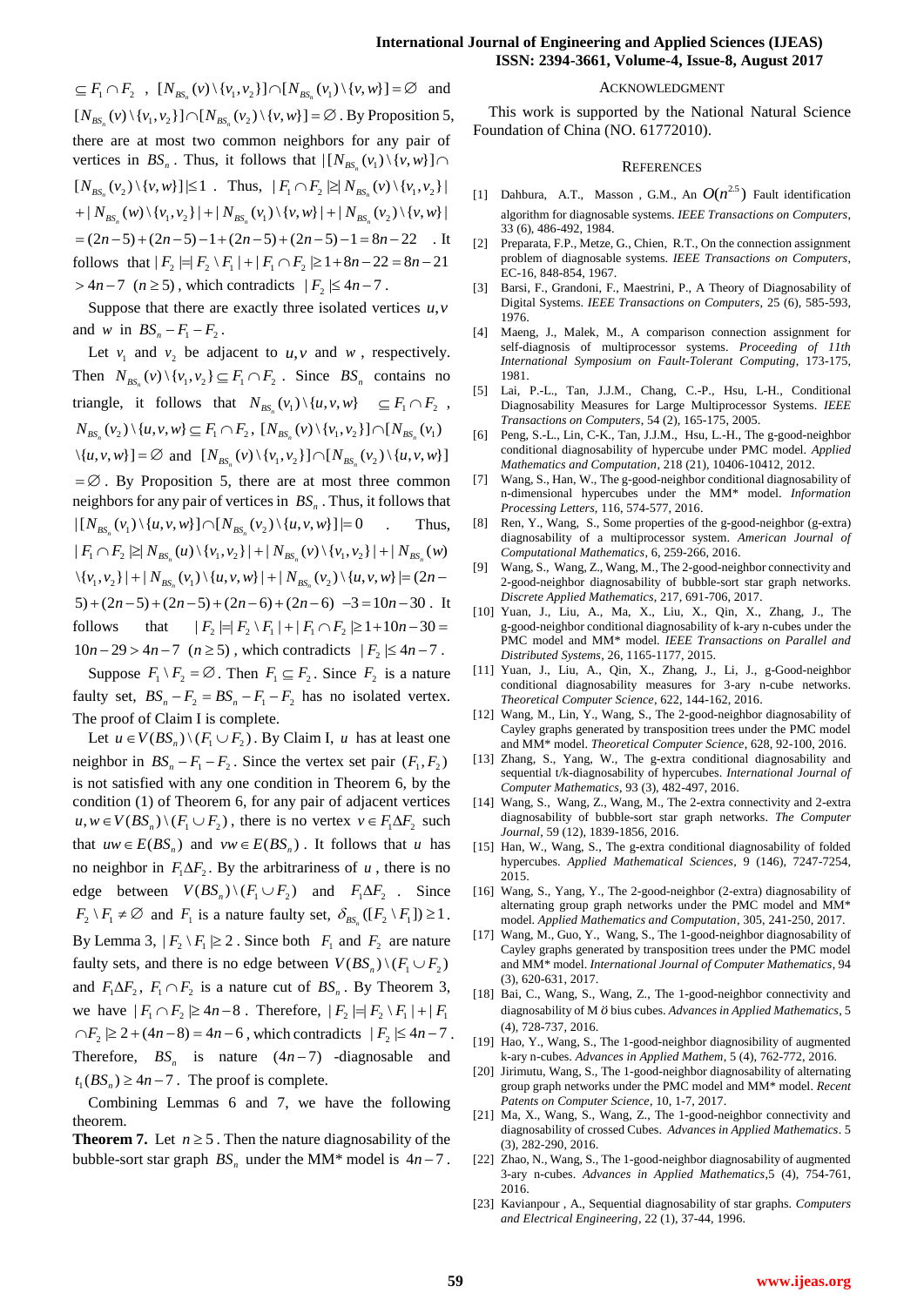$\subseteq F_1 \cap F_2$ , $[N_{BS_n}(v)\setminus\{v_1,v_2\}] \cap [N_{BS_n}(v_1)\setminus\{v,w\}] = \varnothing$ and $[N_{BS_n}(v)\setminus\{v_1,v_2\}] \cap [N_{BS_n}(v_2)\setminus\{v,w\}] = \varnothing$. By Proposition 5, there are at most two common neighbors for any pair of vertices in $BS_n$. Thus, it follows that $|[N_{BS_n}(v_1)\setminus\{v,w\}] \cap [N_{BS_n}(v_2)\setminus\{v,w\}]| \le 1$ . Thus, $|F_1 \cap F_2| \ge |N_{BS_n}(v)\setminus\{v_1,v_2\}| + |N_{BS_n}(w)\setminus\{v_1,v_2\}| + |N_{BS_n}(v_1)\setminus\{v,w\}| + |N_{BS_n}(v_2)\setminus\{v,w\}| = (2n-5)+(2n-5)-1+(2n-5)+(2n-5)-1 = 8n-22$ . It follows that $|F_2| = |F_2 \setminus F_1| + |F_1 \cap F_2| \ge 1+8n-22 = 8n-21 > 4n-7$ $(n \ge 5)$, which contradicts $|F_2| \le 4n-7$.

Suppose that there are exactly three isolated vertices $u, v$ and $w$ in $BS_n - F_1 - F_2$.

Let $v_1$ and $v_2$ be adjacent to $u, v$ and $w$, respectively. Then $N_{BS_n}(v)\setminus\{v_1,v_2\} \subseteq F_1 \cap F_2$ . Since $BS_n$ contains no triangle, it follows that $N_{BS_n}(v_1)\setminus\{u,v,w\} \subseteq F_1 \cap F_2$ , $N_{BS_n}(v_2)\setminus\{u,v,w\} \subseteq F_1 \cap F_2$, $[N_{BS_n}(v)\setminus\{v_1,v_2\}] \cap [N_{BS_n}(v_1)\setminus\{u,v,w\}] = \varnothing$ and $[N_{BS_n}(v)\setminus\{v_1,v_2\}] \cap [N_{BS_n}(v_2)\setminus\{u,v,w\}] = \varnothing$. By Proposition 5, there are at most three common neighbors for any pair of vertices in $BS_n$. Thus, it follows that $|[N_{BS_n}(v_1)\setminus\{u,v,w\}] \cap [N_{BS_n}(v_2)\setminus\{u,v,w\}]| = 0$ . Thus, $|F_1 \cap F_2| \ge |N_{BS_n}(u)\setminus\{v_1,v_2\}| + |N_{BS_n}(v)\setminus\{v_1,v_2\}| + |N_{BS_n}(w)\setminus\{v_1,v_2\}| + |N_{BS_n}(v_1)\setminus\{u,v,w\}| + |N_{BS_n}(v_2)\setminus\{u,v,w\}| = (2n-5)+(2n-5)+(2n-5)+(2n-6)+(2n-6) - 3 = 10n-30$ . It follows that $|F_2| = |F_2 \setminus F_1| + |F_1 \cap F_2| \ge 1+10n-30 = 10n-29 > 4n-7$ $(n \ge 5)$, which contradicts $|F_2| \le 4n-7$.

Suppose $F_1 \setminus F_2 = \varnothing$. Then $F_1 \subseteq F_2$. Since $F_2$ is a nature faulty set, $BS_n - F_2 = BS_n - F_1 - F_2$ has no isolated vertex. The proof of Claim I is complete.

Let $u \in V(BS_n)\setminus(F_1 \cup F_2)$. By Claim I, $u$ has at least one neighbor in $BS_n - F_1 - F_2$. Since the vertex set pair $(F_1, F_2)$ is not satisfied with any one condition in Theorem 6, by the condition (1) of Theorem 6, for any pair of adjacent vertices $u, w \in V(BS_n)\setminus(F_1 \cup F_2)$, there is no vertex $v \in F_1 \Delta F_2$ such that $uw \in E(BS_n)$ and $vw \in E(BS_n)$. It follows that $u$ has no neighbor in $F_1 \Delta F_2$. By the arbitrariness of $u$, there is no edge between $V(BS_n)\setminus(F_1 \cup F_2)$ and $F_1 \Delta F_2$ . Since $F_2 \setminus F_1 \ne \varnothing$ and $F_1$ is a nature faulty set, $\delta_{BS_n}([F_2 \setminus F_1]) \ge 1$. By Lemma 3, $|F_2 \setminus F_1| \ge 2$. Since both $F_1$ and $F_2$ are nature faulty sets, and there is no edge between $V(BS_n)\setminus(F_1 \cup F_2)$ and $F_1 \Delta F_2$, $F_1 \cap F_2$ is a nature cut of $BS_n$. By Theorem 3, we have $|F_1 \cap F_2| \ge 4n-8$ . Therefore, $|F_2| = |F_2 \setminus F_1| + |F_1 \cap F_2| \ge 2 + (4n-8) = 4n-6$, which contradicts $|F_2| \le 4n-7$. Therefore, $BS_n$ is nature $(4n-7)$ -diagnosable and $t_1(BS_n) \ge 4n-7$. The proof is complete.

Combining Lemmas 6 and 7, we have the following theorem.

**Theorem 7.** Let $n \ge 5$. Then the nature diagnosability of the bubble-sort star graph $BS_n$ under the MM* model is $4n-7$.

## ACKNOWLEDGMENT

This work is supported by the National Natural Science Foundation of China (NO. 61772010).

## REFERENCES

1. Dahbura, A.T., Masson , G.M., An $O(n^{2.5})$ Fault identification algorithm for diagnosable systems. *IEEE Transactions on Computers*, 33 (6), 486-492, 1984.
2. Preparata, F.P., Metze, G., Chien, R.T., On the connection assignment problem of diagnosable systems. *IEEE Transactions on Computers*, EC-16, 848-854, 1967.
3. Barsi, F., Grandoni, F., Maestrini, P., A Theory of Diagnosability of Digital Systems. *IEEE Transactions on Computers*, 25 (6), 585-593, 1976.
4. Maeng, J., Malek, M., A comparison connection assignment for self-diagnosis of multiprocessor systems. *Proceeding of 11th International Symposium on Fault-Tolerant Computing*, 173-175, 1981.
5. Lai, P.-L., Tan, J.J.M., Chang, C.-P., Hsu, L-H., Conditional Diagnosability Measures for Large Multiprocessor Systems. *IEEE Transactions on Computers*, 54 (2), 165-175, 2005.
6. Peng, S.-L., Lin, C-K., Tan, J.J.M., Hsu, L.-H., The g-good-neighbor conditional diagnosability of hypercube under PMC model. *Applied Mathematics and Computation*, 218 (21), 10406-10412, 2012.
7. Wang, S., Han, W., The g-good-neighbor conditional diagnosability of n-dimensional hypercubes under the MM* model. *Information Processing Letters*, 116, 574-577, 2016.
8. Ren, Y., Wang, S., Some properties of the g-good-neighbor (g-extra) diagnosability of a multiprocessor system. *American Journal of Computational Mathematics*, 6, 259-266, 2016.
9. Wang, S., Wang, Z., Wang, M., The 2-good-neighbor connectivity and 2-good-neighbor diagnosability of bubble-sort star graph networks. *Discrete Applied Mathematics*, 217, 691-706, 2017.
10. Yuan, J., Liu, A., Ma, X., Liu, X., Qin, X., Zhang, J., The g-good-neighbor conditional diagnosability of k-ary n-cubes under the PMC model and MM* model. *IEEE Transactions on Parallel and Distributed Systems*, 26, 1165-1177, 2015.
11. Yuan, J., Liu, A., Qin, X., Zhang, J., Li, J., g-Good-neighbor conditional diagnosability measures for 3-ary n-cube networks. *Theoretical Computer Science*, 622, 144-162, 2016.
12. Wang, M., Lin, Y., Wang, S., The 2-good-neighbor diagnosability of Cayley graphs generated by transposition trees under the PMC model and MM* model. *Theoretical Computer Science*, 628, 92-100, 2016.
13. Zhang, S., Yang, W., The g-extra conditional diagnosability and sequential t/k-diagnosability of hypercubes. *International Journal of Computer Mathematics*, 93 (3), 482-497, 2016.
14. Wang, S., Wang, Z., Wang, M., The 2-extra connectivity and 2-extra diagnosability of bubble-sort star graph networks. *The Computer Journal*, 59 (12), 1839-1856, 2016.
15. Han, W., Wang, S., The g-extra conditional diagnosability of folded hypercubes. *Applied Mathematical Sciences*, 9 (146), 7247-7254, 2015.
16. Wang, S., Yang, Y., The 2-good-neighbor (2-extra) diagnosability of alternating group graph networks under the PMC model and MM* model. *Applied Mathematics and Computation*, 305, 241-250, 2017.
17. Wang, M., Guo, Y., Wang, S., The 1-good-neighbor diagnosability of Cayley graphs generated by transposition trees under the PMC model and MM* model. *International Journal of Computer Mathematics*, 94 (3), 620-631, 2017.
18. Bai, C., Wang, S., Wang, Z., The 1-good-neighbor connectivity and diagnosability of Mӧbius cubes. *Advances in Applied Mathematics*, 5 (4), 728-737, 2016.
19. Hao, Y., Wang, S., The 1-good-neighbor diagnosibility of augmented k-ary n-cubes. *Advances in Applied Mathem*, 5 (4), 762-772, 2016.
20. Jirimutu, Wang, S., The 1-good-neighbor diagnosability of alternating group graph networks under the PMC model and MM* model. *Recent Patents on Computer Science*, 10, 1-7, 2017.
21. Ma, X., Wang, S., Wang, Z., The 1-good-neighbor connectivity and diagnosability of crossed Cubes. *Advances in Applied Mathematics*. 5 (3), 282-290, 2016.
22. Zhao, N., Wang, S., The 1-good-neighbor diagnosability of augmented 3-ary n-cubes. *Advances in Applied Mathematics*,5 (4), 754-761, 2016.
23. Kavianpour , A., Sequential diagnosability of star graphs. *Computers and Electrical Engineering*, 22 (1), 37-44, 1996.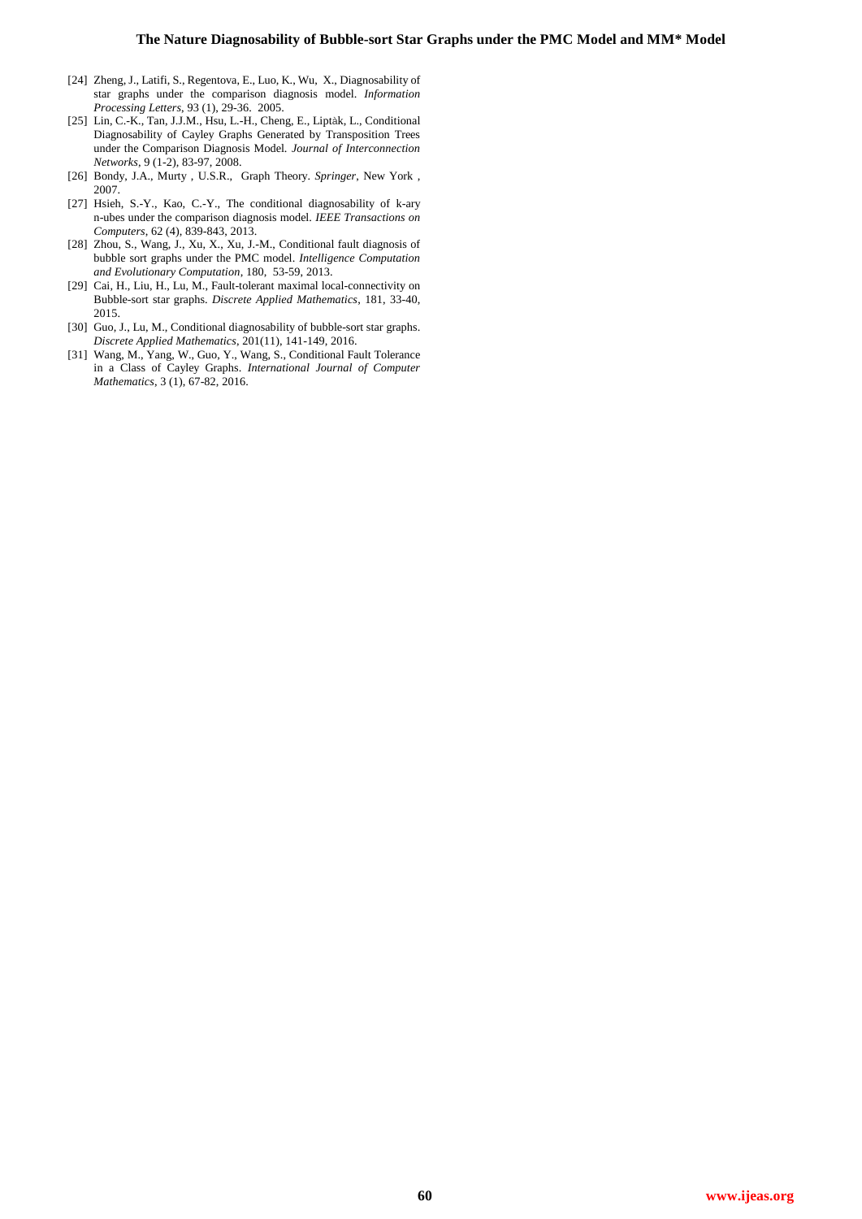[24] Zheng, J., Latifi, S., Regentova, E., Luo, K., Wu, X., Diagnosability of star graphs under the comparison diagnosis model. *Information Processing Letters*, 93 (1), 29-36. 2005.

[25] Lin, C.-K., Tan, J.J.M., Hsu, L.-H., Cheng, E., Liptàk, L., Conditional Diagnosability of Cayley Graphs Generated by Transposition Trees under the Comparison Diagnosis Model. *Journal of Interconnection Networks*, 9 (1-2), 83-97, 2008.

[26] Bondy, J.A., Murty , U.S.R., Graph Theory. *Springer*, New York , 2007.

[27] Hsieh, S.-Y., Kao, C.-Y., The conditional diagnosability of k-ary n-ubes under the comparison diagnosis model. *IEEE Transactions on Computers*, 62 (4), 839-843, 2013.

[28] Zhou, S., Wang, J., Xu, X., Xu, J.-M., Conditional fault diagnosis of bubble sort graphs under the PMC model. *Intelligence Computation and Evolutionary Computation*, 180, 53-59, 2013.

[29] Cai, H., Liu, H., Lu, M., Fault-tolerant maximal local-connectivity on Bubble-sort star graphs. *Discrete Applied Mathematics*, 181, 33-40, 2015.

[30] Guo, J., Lu, M., Conditional diagnosability of bubble-sort star graphs. *Discrete Applied Mathematics*, 201(11), 141-149, 2016.

[31] Wang, M., Yang, W., Guo, Y., Wang, S., Conditional Fault Tolerance in a Class of Cayley Graphs. *International Journal of Computer Mathematics*, 3 (1), 67-82, 2016.